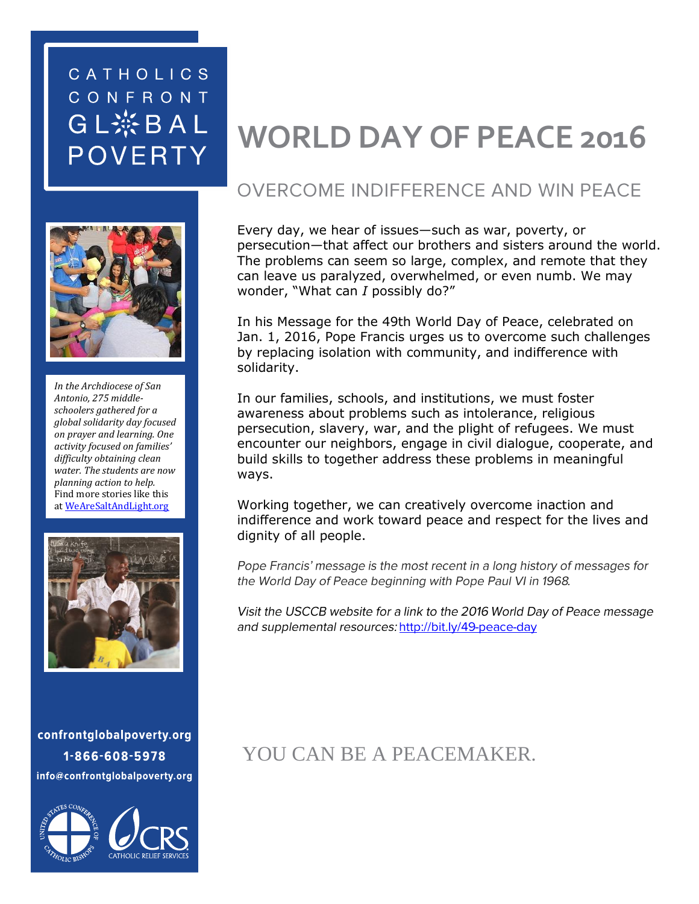# WORLD DAY OF PEACE 2016

## OVERCOME INDIFFERENCE AND WIN PEACE

Every day, we hear of issues—such as war, poverty, or persecution—that affect our brothers and sisters around the world. The problems can seem so large, complex, and remote that they can leave us paralyzed, overwhelmed, or even numb. We may wonder, "What can *I* possibly do?"

In his Message for the 49th World Day of Peace, celebrated on Jan. 1, 2016, Pope Francis urges us to overcome such challenges by replacing isolation with community, and indifference with solidarity.

In our families, schools, and institutions, we must foster awareness about problems such as intolerance, religious persecution, slavery, war, and the plight of refugees. We must encounter our neighbors, engage in civil dialogue, cooperate, and build skills to together address these problems in meaningful ways.

Working together, we can creatively overcome inaction and indifference and work toward peace and respect for the lives and dignity of all people.

*Pope Francis' message is the most recent in a long history of messages for the World Day of Peace beginning with Pope Paul VI in 1968.*

*Visit the USCCB website for a link to the 2016 World Day of Peace message and supplemental resources:* http://bit.ly/49-peace-day

YOU CAN BE A PEACEMAKER.

CATHOLICS CONFRONT GLOBAL POVERTY

*In the Archdiocese of San Antonio, 275 middle-schoolers gathered for a global solidarity day focused on prayer and learning. One activity focused on families' difficulty obtaining clean water. The students are now planning action to help.* Find more stories like this at WeAreSaltAndLight.org

**confrontglobalpoverty.org**
**1-866-608-5978**
**info@confrontglobalpoverty.org**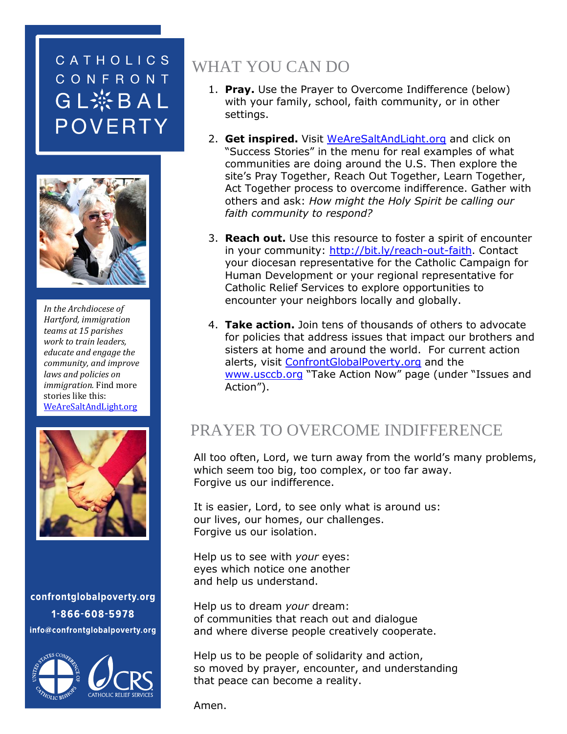# CATHOLICS CONFRONT GLOBAL POVERTY

*In the Archdiocese of Hartford, immigration teams at 15 parishes work to train leaders, educate and engage the community, and improve laws and policies on immigration.* Find more stories like this: WeAreSaltAndLight.org

**confrontglobalpoverty.org**
**1-866-608-5978**
**info@confrontglobalpoverty.org**

## WHAT YOU CAN DO

1. **Pray.** Use the Prayer to Overcome Indifference (below) with your family, school, faith community, or in other settings.
2. **Get inspired.** Visit WeAreSaltAndLight.org and click on "Success Stories" in the menu for real examples of what communities are doing around the U.S. Then explore the site's Pray Together, Reach Out Together, Learn Together, Act Together process to overcome indifference. Gather with others and ask: *How might the Holy Spirit be calling our faith community to respond?*
3. **Reach out.** Use this resource to foster a spirit of encounter in your community: http://bit.ly/reach-out-faith. Contact your diocesan representative for the Catholic Campaign for Human Development or your regional representative for Catholic Relief Services to explore opportunities to encounter your neighbors locally and globally.
4. **Take action.** Join tens of thousands of others to advocate for policies that address issues that impact our brothers and sisters at home and around the world. For current action alerts, visit ConfrontGlobalPoverty.org and the www.usccb.org "Take Action Now" page (under "Issues and Action").

## PRAYER TO OVERCOME INDIFFERENCE

All too often, Lord, we turn away from the world's many problems,
which seem too big, too complex, or too far away.
Forgive us our indifference.

It is easier, Lord, to see only what is around us:
our lives, our homes, our challenges.
Forgive us our isolation.

Help us to see with *your* eyes:
eyes which notice one another
and help us understand.

Help us to dream *your* dream:
of communities that reach out and dialogue
and where diverse people creatively cooperate.

Help us to be people of solidarity and action,
so moved by prayer, encounter, and understanding
that peace can become a reality.

Amen.